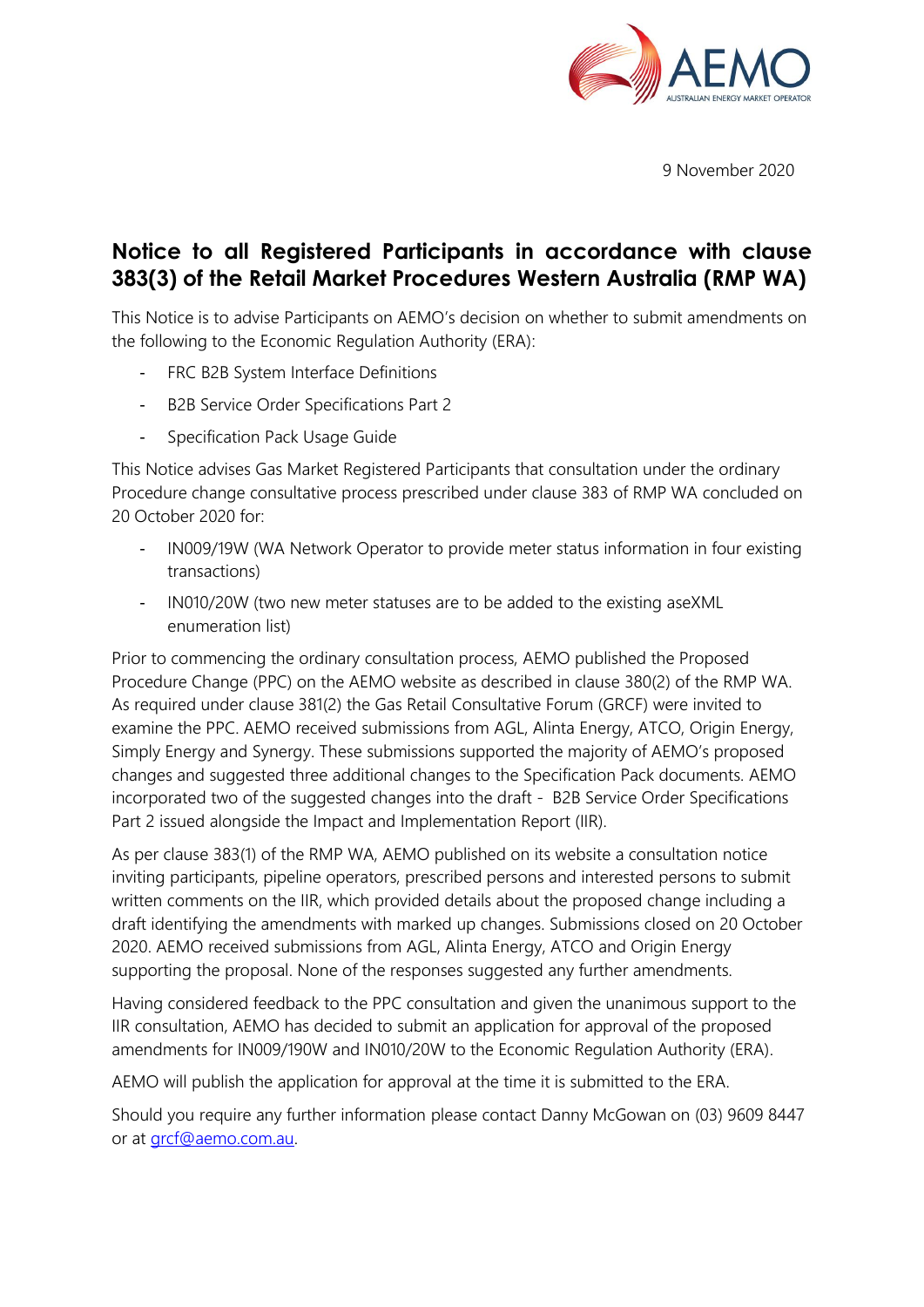9 November 2020

# Notice to all Registered Participants in accordance with clause 383(3) of the Retail Market Procedures Western Australia (RMP WA)

This Notice is to advise Participants on AEMO's decision on whether to submit amendments on the following to the Economic Regulation Authority (ERA):

- FRC B2B System Interface Definitions
- B2B Service Order Specifications Part 2
- Specification Pack Usage Guide

This Notice advises Gas Market Registered Participants that consultation under the ordinary Procedure change consultative process prescribed under clause 383 of RMP WA concluded on 20 October 2020 for:

- IN009/19W (WA Network Operator to provide meter status information in four existing transactions)
- IN010/20W (two new meter statuses are to be added to the existing aseXML enumeration list)

Prior to commencing the ordinary consultation process, AEMO published the Proposed Procedure Change (PPC) on the AEMO website as described in clause 380(2) of the RMP WA. As required under clause 381(2) the Gas Retail Consultative Forum (GRCF) were invited to examine the PPC. AEMO received submissions from AGL, Alinta Energy, ATCO, Origin Energy, Simply Energy and Synergy. These submissions supported the majority of AEMO's proposed changes and suggested three additional changes to the Specification Pack documents. AEMO incorporated two of the suggested changes into the draft - B2B Service Order Specifications Part 2 issued alongside the Impact and Implementation Report (IIR).

As per clause 383(1) of the RMP WA, AEMO published on its website a consultation notice inviting participants, pipeline operators, prescribed persons and interested persons to submit written comments on the IIR, which provided details about the proposed change including a draft identifying the amendments with marked up changes. Submissions closed on 20 October 2020. AEMO received submissions from AGL, Alinta Energy, ATCO and Origin Energy supporting the proposal. None of the responses suggested any further amendments.

Having considered feedback to the PPC consultation and given the unanimous support to the IIR consultation, AEMO has decided to submit an application for approval of the proposed amendments for IN009/190W and IN010/20W to the Economic Regulation Authority (ERA).

AEMO will publish the application for approval at the time it is submitted to the ERA.

Should you require any further information please contact Danny McGowan on (03) 9609 8447 or at grcf@aemo.com.au.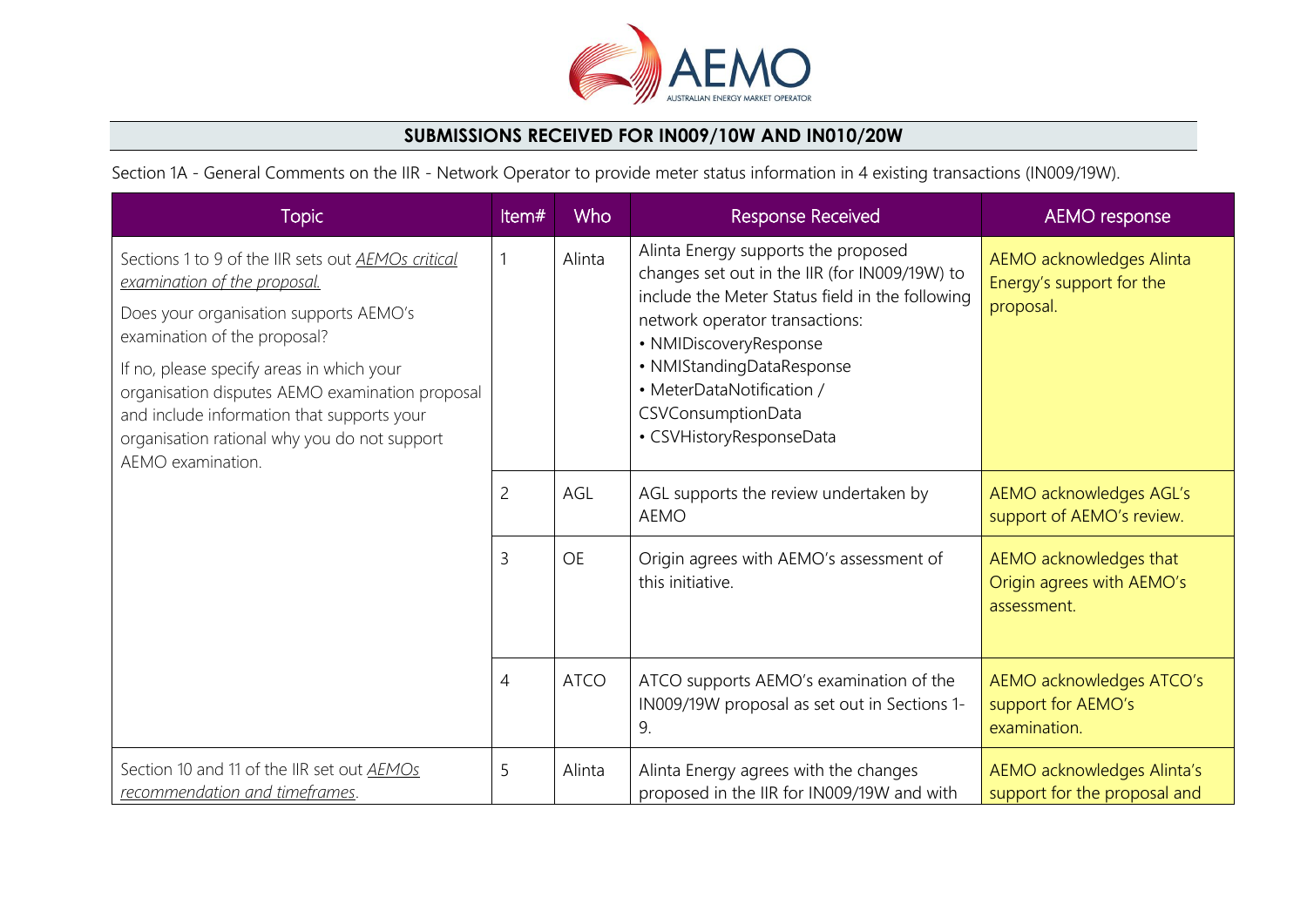## SUBMISSIONS RECEIVED FOR IN009/10W AND IN010/20W

Section 1A - General Comments on the IIR - Network Operator to provide meter status information in 4 existing transactions (IN009/19W).

| Topic | Item# | Who | Response Received | AEMO response |
|---|---|---|---|---|
| Sections 1 to 9 of the IIR sets out *AEMOs critical examination of the proposal.*<br><br>Does your organisation supports AEMO's examination of the proposal?<br><br>If no, please specify areas in which your organisation disputes AEMO examination proposal and include information that supports your organisation rational why you do not support AEMO examination. | 1 | Alinta | Alinta Energy supports the proposed changes set out in the IIR (for IN009/19W) to include the Meter Status field in the following network operator transactions:<br>• NMIDiscoveryResponse<br>• NMIStandingDataResponse<br>• MeterDataNotification / CSVConsumptionData<br>• CSVHistoryResponseData | AEMO acknowledges Alinta Energy's support for the proposal. |
| | 2 | AGL | AGL supports the review undertaken by AEMO | AEMO acknowledges AGL's support of AEMO's review. |
| | 3 | OE | Origin agrees with AEMO's assessment of this initiative. | AEMO acknowledges that Origin agrees with AEMO's assessment. |
| | 4 | ATCO | ATCO supports AEMO's examination of the IN009/19W proposal as set out in Sections 1-9. | AEMO acknowledges ATCO's support for AEMO's examination. |
| Section 10 and 11 of the IIR set out *AEMOs recommendation and timeframes*. | 5 | Alinta | Alinta Energy agrees with the changes proposed in the IIR for IN009/19W and with | AEMO acknowledges Alinta's support for the proposal and |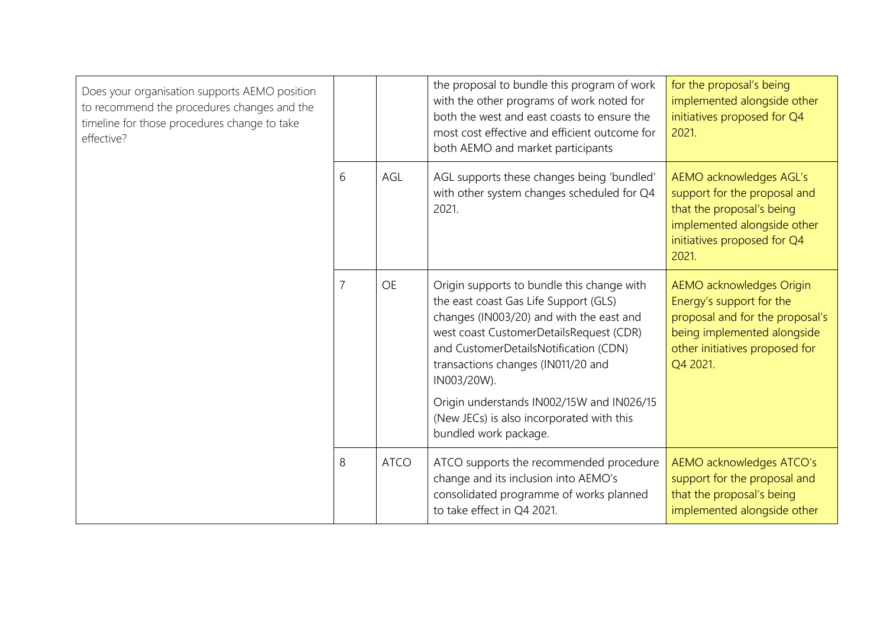| | | | | |
|---|---|---|---|---|
| Does your organisation supports AEMO position to recommend the procedures changes and the timeline for those procedures change to take effective? | | | the proposal to bundle this program of work with the other programs of work noted for both the west and east coasts to ensure the most cost effective and efficient outcome for both AEMO and market participants | for the proposal's being implemented alongside other initiatives proposed for Q4 2021. |
| | 6 | AGL | AGL supports these changes being 'bundled' with other system changes scheduled for Q4 2021. | AEMO acknowledges AGL's support for the proposal and that the proposal's being implemented alongside other initiatives proposed for Q4 2021. |
| | 7 | OE | Origin supports to bundle this change with the east coast Gas Life Support (GLS) changes (IN003/20) and with the east and west coast CustomerDetailsRequest (CDR) and CustomerDetailsNotification (CDN) transactions changes (IN011/20 and IN003/20W).<br><br>Origin understands IN002/15W and IN026/15 (New JECs) is also incorporated with this bundled work package. | AEMO acknowledges Origin Energy's support for the proposal and for the proposal's being implemented alongside other initiatives proposed for Q4 2021. |
| | 8 | ATCO | ATCO supports the recommended procedure change and its inclusion into AEMO's consolidated programme of works planned to take effect in Q4 2021. | AEMO acknowledges ATCO's support for the proposal and that the proposal's being implemented alongside other |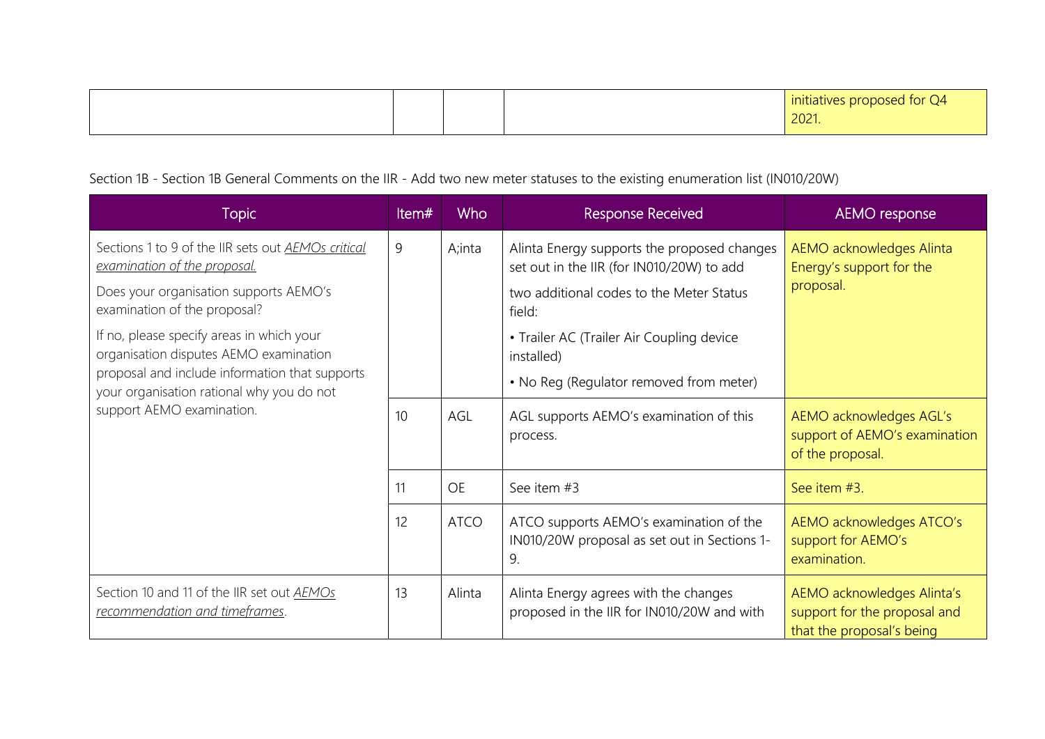| | | | | |
|---|---|---|---|---|
| | | | | initiatives proposed for Q4 2021. |

Section 1B - Section 1B General Comments on the IIR - Add two new meter statuses to the existing enumeration list (IN010/20W)

| Topic | Item# | Who | Response Received | AEMO response |
|---|---|---|---|---|
| Sections 1 to 9 of the IIR sets out *AEMOs critical examination of the proposal.* Does your organisation supports AEMO's examination of the proposal? If no, please specify areas in which your organisation disputes AEMO examination proposal and include information that supports your organisation rational why you do not support AEMO examination. | 9 | A;inta | Alinta Energy supports the proposed changes set out in the IIR (for IN010/20W) to add two additional codes to the Meter Status field: • Trailer AC (Trailer Air Coupling device installed) • No Reg (Regulator removed from meter) | AEMO acknowledges Alinta Energy's support for the proposal. |
| | 10 | AGL | AGL supports AEMO's examination of this process. | AEMO acknowledges AGL's support of AEMO's examination of the proposal. |
| | 11 | OE | See item #3 | See item #3. |
| | 12 | ATCO | ATCO supports AEMO's examination of the IN010/20W proposal as set out in Sections 1-9. | AEMO acknowledges ATCO's support for AEMO's examination. |
| Section 10 and 11 of the IIR set out *AEMOs recommendation and timeframes*. | 13 | Alinta | Alinta Energy agrees with the changes proposed in the IIR for IN010/20W and with | AEMO acknowledges Alinta's support for the proposal and that the proposal's being |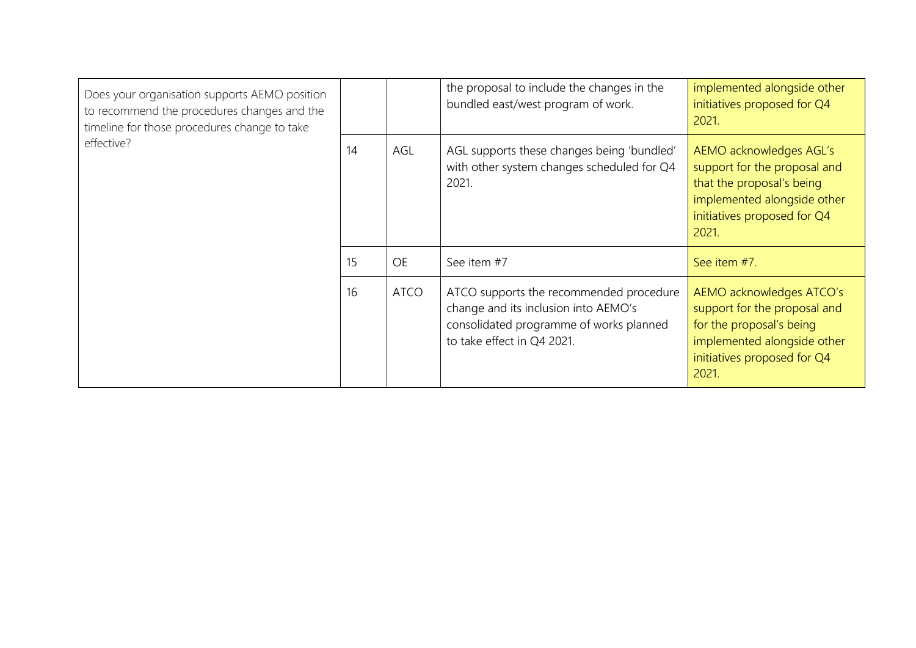| | | | | |
|---|---|---|---|---|
| Does your organisation supports AEMO position to recommend the procedures changes and the timeline for those procedures change to take effective? | | | the proposal to include the changes in the bundled east/west program of work. | implemented alongside other initiatives proposed for Q4 2021. |
| | 14 | AGL | AGL supports these changes being 'bundled' with other system changes scheduled for Q4 2021. | AEMO acknowledges AGL's support for the proposal and that the proposal's being implemented alongside other initiatives proposed for Q4 2021. |
| | 15 | OE | See item #7 | See item #7. |
| | 16 | ATCO | ATCO supports the recommended procedure change and its inclusion into AEMO's consolidated programme of works planned to take effect in Q4 2021. | AEMO acknowledges ATCO's support for the proposal and for the proposal's being implemented alongside other initiatives proposed for Q4 2021. |